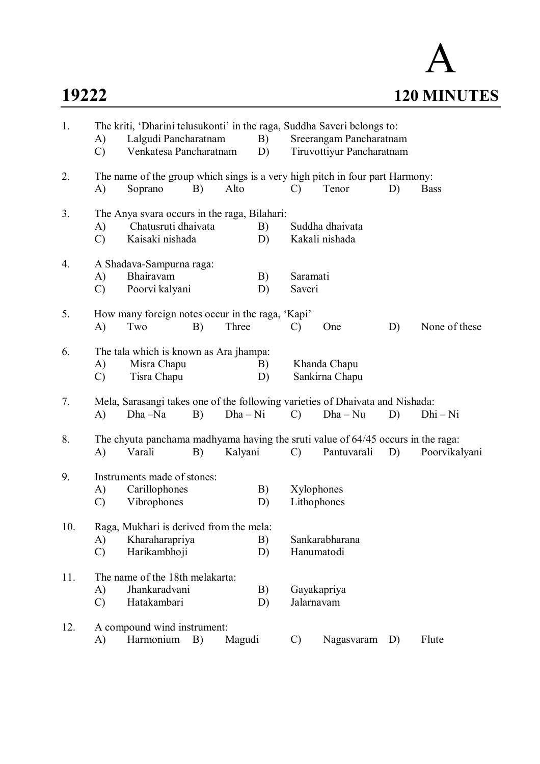# A

**19222** **120 MINUTES**

1. The kriti, 'Dharini telusukonti' in the raga, Suddha Saveri belongs to:
   A) Lalgudi Pancharatnam B) Sreerangam Pancharatnam
   C) Venkatesa Pancharatnam D) Tiruvottiyur Pancharatnam

2. The name of the group which sings is a very high pitch in four part Harmony:
   A) Soprano B) Alto C) Tenor D) Bass

3. The Anya svara occurs in the raga, Bilahari:
   A) Chatusruti dhaivata B) Suddha dhaivata
   C) Kaisaki nishada D) Kakali nishada

4. A Shadava-Sampurna raga:
   A) Bhairavam B) Saramati
   C) Poorvi kalyani D) Saveri

5. How many foreign notes occur in the raga, 'Kapi'
   A) Two B) Three C) One D) None of these

6. The tala which is known as Ara jhampa:
   A) Misra Chapu B) Khanda Chapu
   C) Tisra Chapu D) Sankirna Chapu

7. Mela, Sarasangi takes one of the following varieties of Dhaivata and Nishada:
   A) Dha –Na B) Dha – Ni C) Dha – Nu D) Dhi – Ni

8. The chyuta panchama madhyama having the sruti value of 64/45 occurs in the raga:
   A) Varali B) Kalyani C) Pantuvarali D) Poorvikalyani

9. Instruments made of stones:
   A) Carillophones B) Xylophones
   C) Vibrophones D) Lithophones

10. Raga, Mukhari is derived from the mela:
    A) Kharaharapriya B) Sankarabharana
    C) Harikambhoji D) Hanumatodi

11. The name of the 18th melakarta:
    A) Jhankaradvani B) Gayakapriya
    C) Hatakambari D) Jalarnavam

12. A compound wind instrument:
    A) Harmonium B) Magudi C) Nagasvaram D) Flute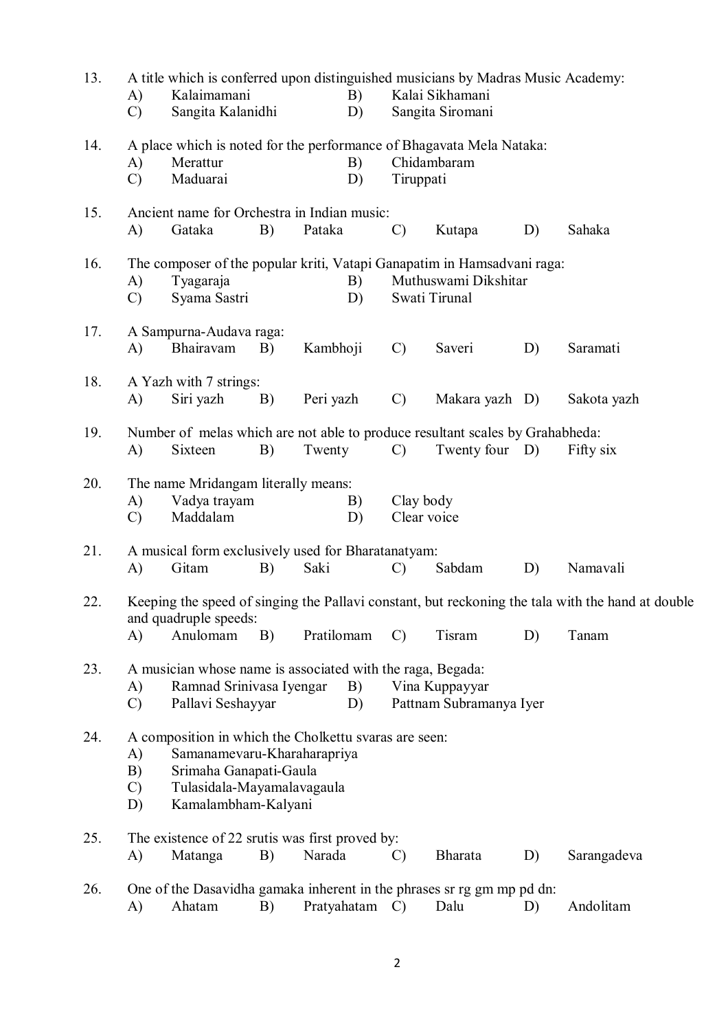13. A title which is conferred upon distinguished musicians by Madras Music Academy:
   A) Kalaimamani
   B) Kalai Sikhamani
   C) Sangita Kalanidhi
   D) Sangita Siromani

14. A place which is noted for the performance of Bhagavata Mela Nataka:
   A) Merattur
   B) Chidambaram
   C) Maduarai
   D) Tiruppati

15. Ancient name for Orchestra in Indian music:
   A) Gataka
   B) Pataka
   C) Kutapa
   D) Sahaka

16. The composer of the popular kriti, Vatapi Ganapatim in Hamsadvani raga:
   A) Tyagaraja
   B) Muthuswami Dikshitar
   C) Syama Sastri
   D) Swati Tirunal

17. A Sampurna-Audava raga:
   A) Bhairavam
   B) Kambhoji
   C) Saveri
   D) Saramati

18. A Yazh with 7 strings:
   A) Siri yazh
   B) Peri yazh
   C) Makara yazh
   D) Sakota yazh

19. Number of melas which are not able to produce resultant scales by Grahabheda:
   A) Sixteen
   B) Twenty
   C) Twenty four
   D) Fifty six

20. The name Mridangam literally means:
   A) Vadya trayam
   B) Clay body
   C) Maddalam
   D) Clear voice

21. A musical form exclusively used for Bharatanatyam:
   A) Gitam
   B) Saki
   C) Sabdam
   D) Namavali

22. Keeping the speed of singing the Pallavi constant, but reckoning the tala with the hand at double and quadruple speeds:
   A) Anulomam
   B) Pratilomam
   C) Tisram
   D) Tanam

23. A musician whose name is associated with the raga, Begada:
   A) Ramnad Srinivasa Iyengar
   B) Vina Kuppayyar
   C) Pallavi Seshayyar
   D) Pattnam Subramanya Iyer

24. A composition in which the Cholkettu svaras are seen:
   A) Samanamevaru-Kharaharapriya
   B) Srimaha Ganapati-Gaula
   C) Tulasidala-Mayamalavagaula
   D) Kamalambham-Kalyani

25. The existence of 22 srutis was first proved by:
   A) Matanga
   B) Narada
   C) Bharata
   D) Sarangadeva

26. One of the Dasavidha gamaka inherent in the phrases sr rg gm mp pd dn:
   A) Ahatam
   B) Pratyahatam
   C) Dalu
   D) Andolitam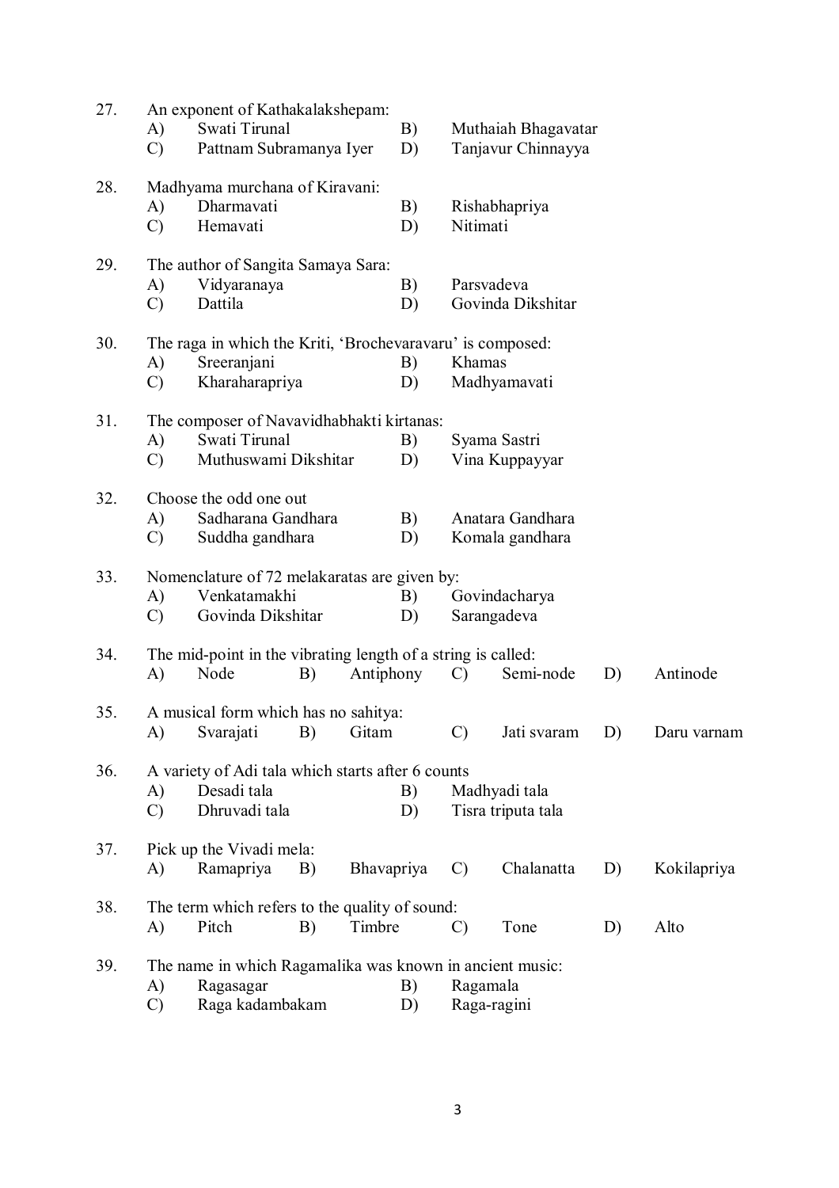27. An exponent of Kathakalakshepam:
    A) Swati Tirunal
    B) Muthaiah Bhagavatar
    C) Pattnam Subramanya Iyer
    D) Tanjavur Chinnayya

28. Madhyama murchana of Kiravani:
    A) Dharmavati
    B) Rishabhapriya
    C) Hemavati
    D) Nitimati

29. The author of Sangita Samaya Sara:
    A) Vidyaranaya
    B) Parsvadeva
    C) Dattila
    D) Govinda Dikshitar

30. The raga in which the Kriti, 'Brochevaravaru' is composed:
    A) Sreeranjani
    B) Khamas
    C) Kharaharapriya
    D) Madhyamavati

31. The composer of Navavidhabhakti kirtanas:
    A) Swati Tirunal
    B) Syama Sastri
    C) Muthuswami Dikshitar
    D) Vina Kuppayyar

32. Choose the odd one out
    A) Sadharana Gandhara
    B) Anatara Gandhara
    C) Suddha gandhara
    D) Komala gandhara

33. Nomenclature of 72 melakaratas are given by:
    A) Venkatamakhi
    B) Govindacharya
    C) Govinda Dikshitar
    D) Sarangadeva

34. The mid-point in the vibrating length of a string is called:
    A) Node
    B) Antiphony
    C) Semi-node
    D) Antinode

35. A musical form which has no sahitya:
    A) Svarajati
    B) Gitam
    C) Jati svaram
    D) Daru varnam

36. A variety of Adi tala which starts after 6 counts
    A) Desadi tala
    B) Madhyadi tala
    C) Dhruvadi tala
    D) Tisra triputa tala

37. Pick up the Vivadi mela:
    A) Ramapriya
    B) Bhavapriya
    C) Chalanatta
    D) Kokilapriya

38. The term which refers to the quality of sound:
    A) Pitch
    B) Timbre
    C) Tone
    D) Alto

39. The name in which Ragamalika was known in ancient music:
    A) Ragasagar
    B) Ragamala
    C) Raga kadambakam
    D) Raga-ragini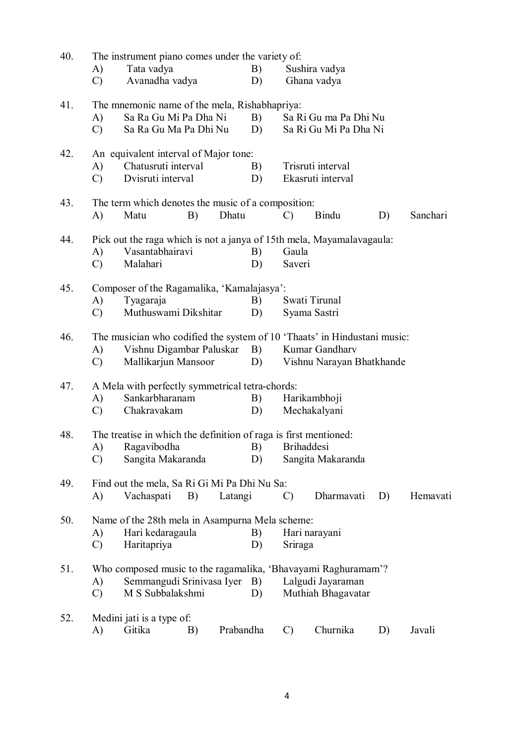40. The instrument piano comes under the variety of:
    - A) Tata vadya
    - B) Sushira vadya
    - C) Avanadha vadya
    - D) Ghana vadya

41. The mnemonic name of the mela, Rishabhapriya:
    - A) Sa Ra Gu Mi Pa Dha Ni
    - B) Sa Ri Gu ma Pa Dhi Nu
    - C) Sa Ra Gu Ma Pa Dhi Nu
    - D) Sa Ri Gu Mi Pa Dha Ni

42. An equivalent interval of Major tone:
    - A) Chatusruti interval
    - B) Trisruti interval
    - C) Dvisruti interval
    - D) Ekasruti interval

43. The term which denotes the music of a composition:
    - A) Matu
    - B) Dhatu
    - C) Bindu
    - D) Sanchari

44. Pick out the raga which is not a janya of 15th mela, Mayamalavagaula:
    - A) Vasantabhairavi
    - B) Gaula
    - C) Malahari
    - D) Saveri

45. Composer of the Ragamalika, 'Kamalajasya':
    - A) Tyagaraja
    - B) Swati Tirunal
    - C) Muthuswami Dikshitar
    - D) Syama Sastri

46. The musician who codified the system of 10 'Thaats' in Hindustani music:
    - A) Vishnu Digambar Paluskar
    - B) Kumar Gandharv
    - C) Mallikarjun Mansoor
    - D) Vishnu Narayan Bhatkhande

47. A Mela with perfectly symmetrical tetra-chords:
    - A) Sankarbharanam
    - B) Harikambhoji
    - C) Chakravakam
    - D) Mechakalyani

48. The treatise in which the definition of raga is first mentioned:
    - A) Ragavibodha
    - B) Brihaddesi
    - C) Sangita Makaranda
    - D) Sangita Makaranda

49. Find out the mela, Sa Ri Gi Mi Pa Dhi Nu Sa:
    - A) Vachaspati
    - B) Latangi
    - C) Dharmavati
    - D) Hemavati

50. Name of the 28th mela in Asampurna Mela scheme:
    - A) Hari kedaragaula
    - B) Hari narayani
    - C) Haritapriya
    - D) Sriraga

51. Who composed music to the ragamalika, 'Bhavayami Raghuramam'?
    - A) Semmangudi Srinivasa Iyer
    - B) Lalgudi Jayaraman
    - C) M S Subbalakshmi
    - D) Muthiah Bhagavatar

52. Medini jati is a type of:
    - A) Gitika
    - B) Prabandha
    - C) Churnika
    - D) Javali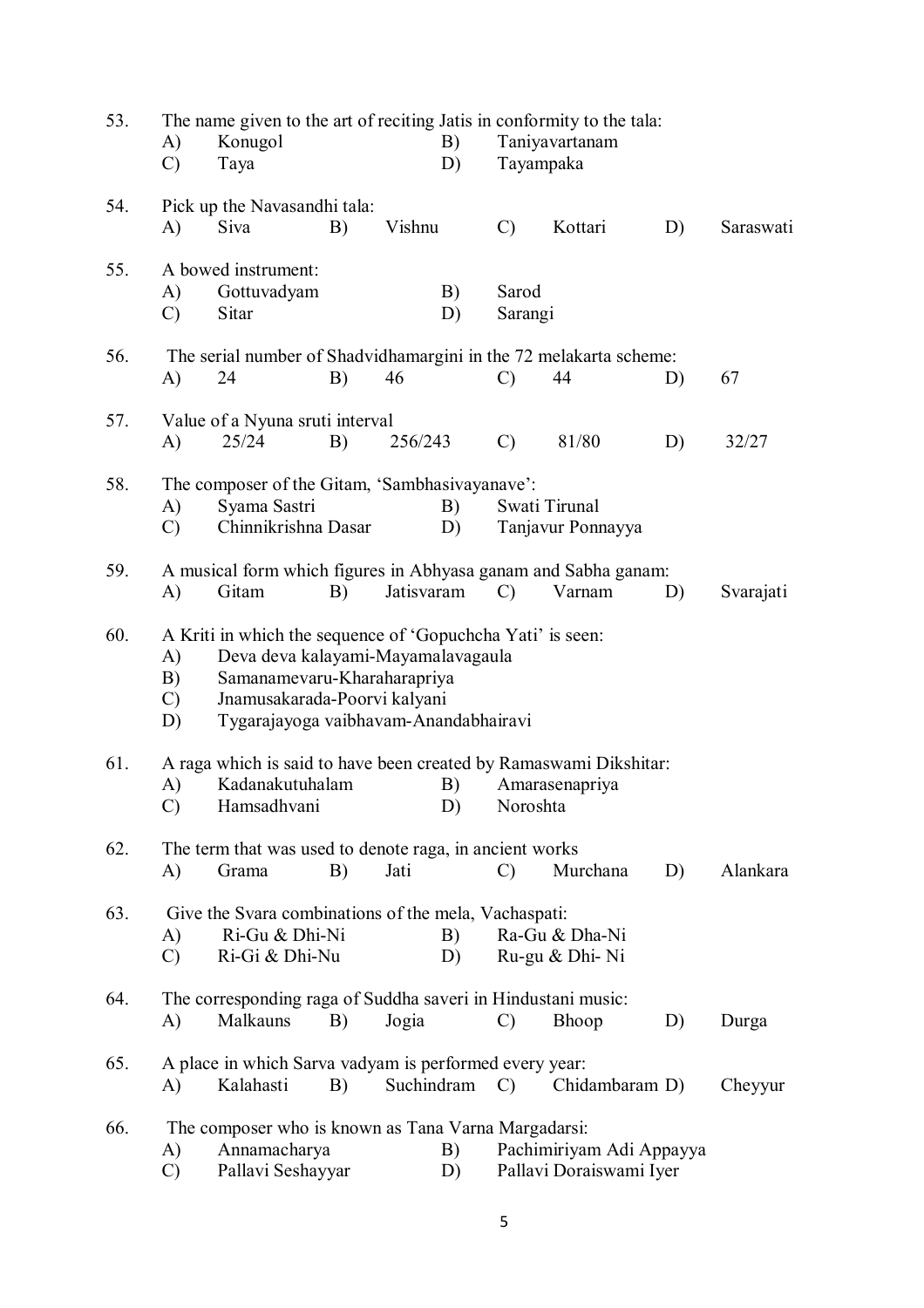53. The name given to the art of reciting Jatis in conformity to the tala:
 A) Konugol B) Taniyavartanam
 C) Taya D) Tayampaka

54. Pick up the Navasandhi tala:
 A) Siva B) Vishnu C) Kottari D) Saraswati

55. A bowed instrument:
 A) Gottuvadyam B) Sarod
 C) Sitar D) Sarangi

56. The serial number of Shadvidhamargini in the 72 melakarta scheme:
 A) 24 B) 46 C) 44 D) 67

57. Value of a Nyuna sruti interval
 A) 25/24 B) 256/243 C) 81/80 D) 32/27

58. The composer of the Gitam, 'Sambhasivayanave':
 A) Syama Sastri B) Swati Tirunal
 C) Chinnikrishna Dasar D) Tanjavur Ponnayya

59. A musical form which figures in Abhyasa ganam and Sabha ganam:
 A) Gitam B) Jatisvaram C) Varnam D) Svarajati

60. A Kriti in which the sequence of 'Gopuchcha Yati' is seen:
 A) Deva deva kalayami-Mayamalavagaula
 B) Samanamevaru-Kharaharapriya
 C) Jnamusakarada-Poorvi kalyani
 D) Tygarajayoga vaibhavam-Anandabhairavi

61. A raga which is said to have been created by Ramaswami Dikshitar:
 A) Kadanakutuhalam B) Amarasenapriya
 C) Hamsadhvani D) Noroshta

62. The term that was used to denote raga, in ancient works
 A) Grama B) Jati C) Murchana D) Alankara

63. Give the Svara combinations of the mela, Vachaspati:
 A) Ri-Gu & Dhi-Ni B) Ra-Gu & Dha-Ni
 C) Ri-Gi & Dhi-Nu D) Ru-gu & Dhi- Ni

64. The corresponding raga of Suddha saveri in Hindustani music:
 A) Malkauns B) Jogia C) Bhoop D) Durga

65. A place in which Sarva vadyam is performed every year:
 A) Kalahasti B) Suchindram C) Chidambaram D) Cheyyur

66. The composer who is known as Tana Varna Margadarsi:
 A) Annamacharya B) Pachimiriyam Adi Appayya
 C) Pallavi Seshayyar D) Pallavi Doraiswami Iyer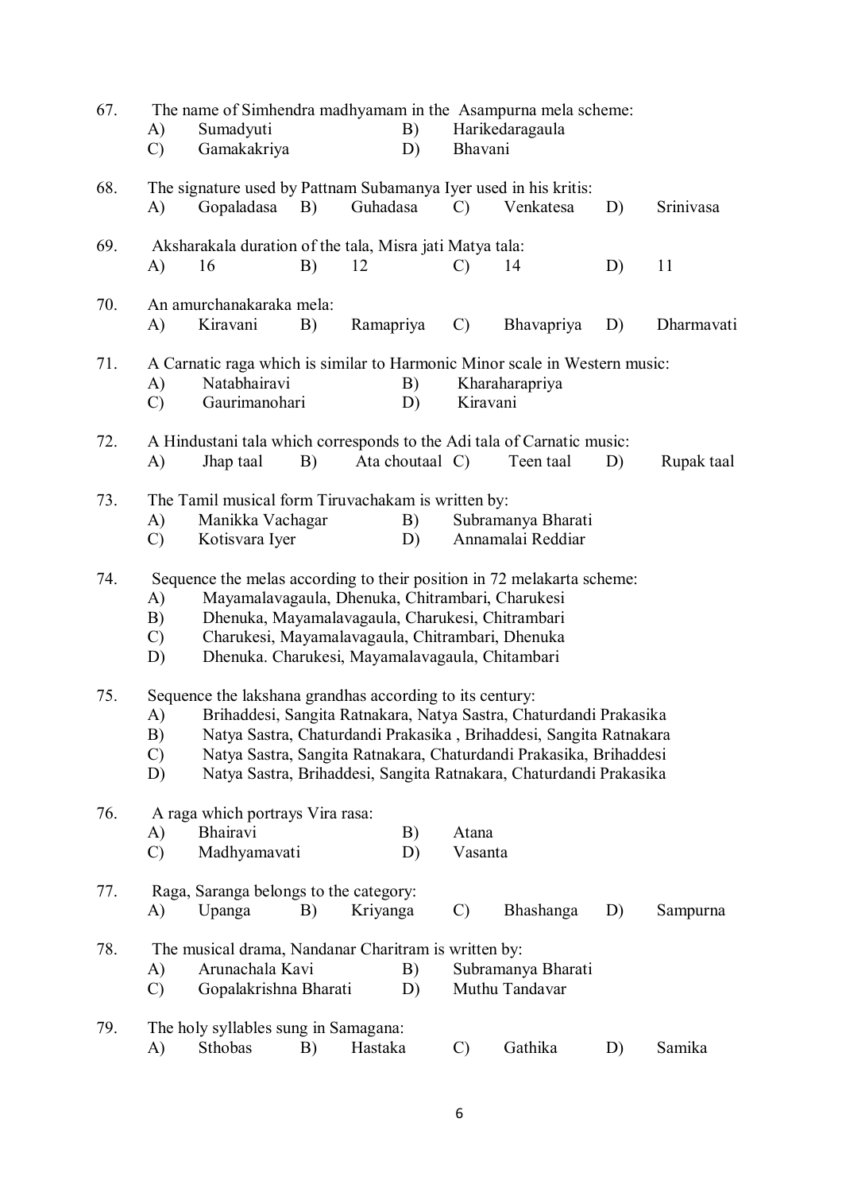67. The name of Simhendra madhyamam in the Asampurna mela scheme:
   A) Sumadyuti  B) Harikedaragaula
   C) Gamakakriya  D) Bhavani

68. The signature used by Pattnam Subamanya Iyer used in his kritis:
   A) Gopaladasa  B) Guhadasa  C) Venkatesa  D) Srinivasa

69. Aksharakala duration of the tala, Misra jati Matya tala:
   A) 16  B) 12  C) 14  D) 11

70. An amurchanakaraka mela:
   A) Kiravani  B) Ramapriya  C) Bhavapriya  D) Dharmavati

71. A Carnatic raga which is similar to Harmonic Minor scale in Western music:
   A) Natabhairavi  B) Kharaharapriya
   C) Gaurimanohari  D) Kiravani

72. A Hindustani tala which corresponds to the Adi tala of Carnatic music:
   A) Jhap taal  B) Ata choutaal  C) Teen taal  D) Rupak taal

73. The Tamil musical form Tiruvachakam is written by:
   A) Manikka Vachagar  B) Subramanya Bharati
   C) Kotisvara Iyer  D) Annamalai Reddiar

74. Sequence the melas according to their position in 72 melakarta scheme:
   A) Mayamalavagaula, Dhenuka, Chitrambari, Charukesi
   B) Dhenuka, Mayamalavagaula, Charukesi, Chitrambari
   C) Charukesi, Mayamalavagaula, Chitrambari, Dhenuka
   D) Dhenuka. Charukesi, Mayamalavagaula, Chitambari

75. Sequence the lakshana grandhas according to its century:
   A) Brihaddesi, Sangita Ratnakara, Natya Sastra, Chaturdandi Prakasika
   B) Natya Sastra, Chaturdandi Prakasika , Brihaddesi, Sangita Ratnakara
   C) Natya Sastra, Sangita Ratnakara, Chaturdandi Prakasika, Brihaddesi
   D) Natya Sastra, Brihaddesi, Sangita Ratnakara, Chaturdandi Prakasika

76. A raga which portrays Vira rasa:
   A) Bhairavi  B) Atana
   C) Madhyamavati  D) Vasanta

77. Raga, Saranga belongs to the category:
   A) Upanga  B) Kriyanga  C) Bhashanga  D) Sampurna

78. The musical drama, Nandanar Charitram is written by:
   A) Arunachala Kavi  B) Subramanya Bharati
   C) Gopalakrishna Bharati  D) Muthu Tandavar

79. The holy syllables sung in Samagana:
   A) Sthobas  B) Hastaka  C) Gathika  D) Samika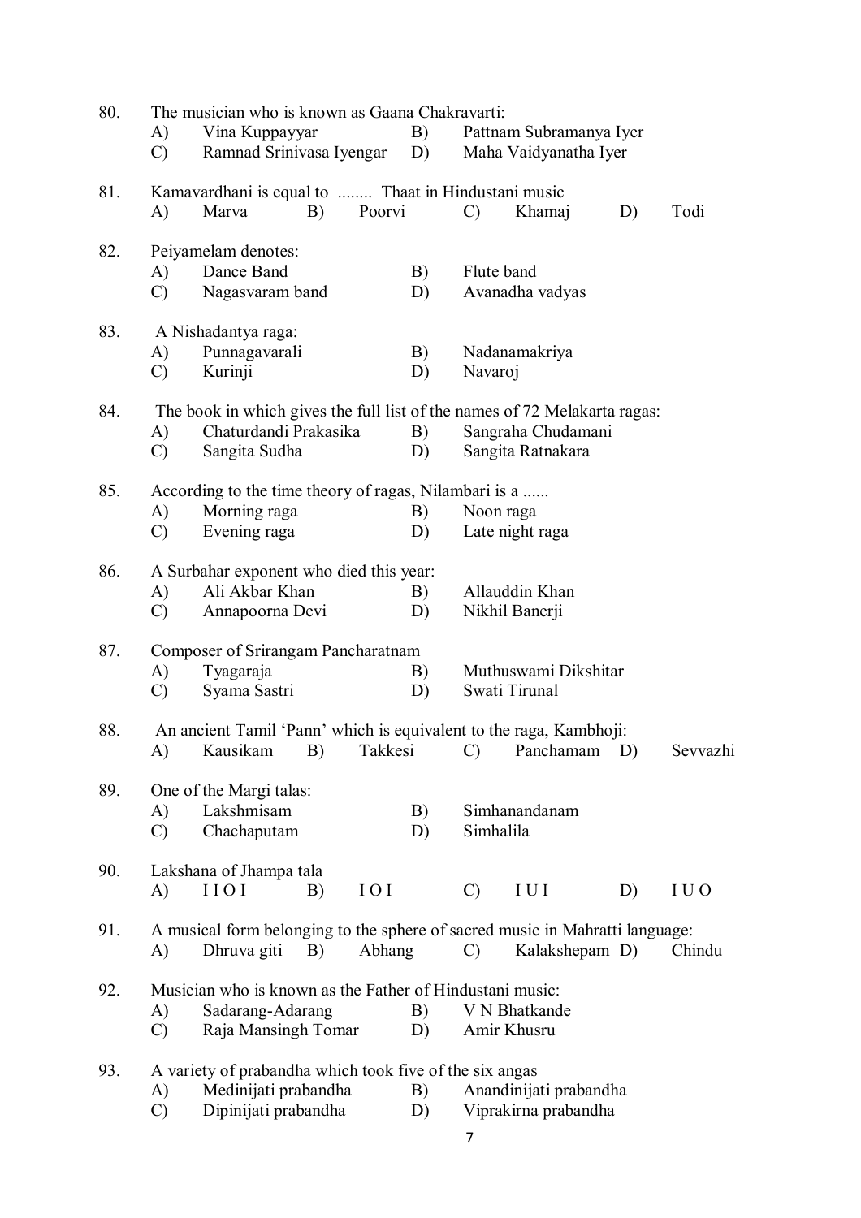80. The musician who is known as Gaana Chakravarti:
    A) Vina Kuppayyar B) Pattnam Subramanya Iyer
    C) Ramnad Srinivasa Iyengar D) Maha Vaidyanatha Iyer

81. Kamavardhani is equal to ........ Thaat in Hindustani music
    A) Marva B) Poorvi C) Khamaj D) Todi

82. Peiyamelam denotes:
    A) Dance Band B) Flute band
    C) Nagasvaram band D) Avanadha vadyas

83. A Nishadantya raga:
    A) Punnagavarali B) Nadanamakriya
    C) Kurinji D) Navaroj

84. The book in which gives the full list of the names of 72 Melakarta ragas:
    A) Chaturdandi Prakasika B) Sangraha Chudamani
    C) Sangita Sudha D) Sangita Ratnakara

85. According to the time theory of ragas, Nilambari is a ......
    A) Morning raga B) Noon raga
    C) Evening raga D) Late night raga

86. A Surbahar exponent who died this year:
    A) Ali Akbar Khan B) Allauddin Khan
    C) Annapoorna Devi D) Nikhil Banerji

87. Composer of Srirangam Pancharatnam
    A) Tyagaraja B) Muthuswami Dikshitar
    C) Syama Sastri D) Swati Tirunal

88. An ancient Tamil 'Pann' which is equivalent to the raga, Kambhoji:
    A) Kausikam B) Takkesi C) Panchamam D) Sevvazhi

89. One of the Margi talas:
    A) Lakshmisam B) Simhanandanam
    C) Chachaputam D) Simhalila

90. Lakshana of Jhampa tala
    A) I I O I B) I O I C) I U I D) I U O

91. A musical form belonging to the sphere of sacred music in Mahratti language:
    A) Dhruva giti B) Abhang C) Kalakshepam D) Chindu

92. Musician who is known as the Father of Hindustani music:
    A) Sadarang-Adarang B) V N Bhatkande
    C) Raja Mansingh Tomar D) Amir Khusru

93. A variety of prabandha which took five of the six angas
    A) Medinijati prabandha B) Anandinijati prabandha
    C) Dipinijati prabandha D) Viprakirna prabandha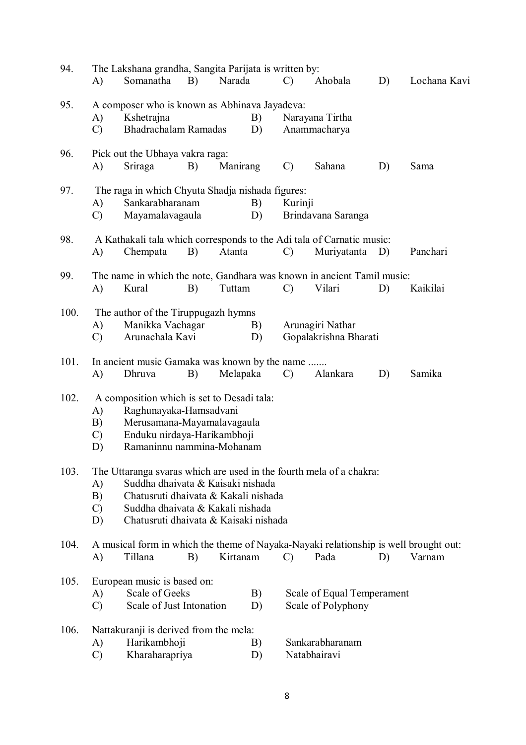94. The Lakshana grandha, Sangita Parijata is written by:
   A) Somanatha B) Narada C) Ahobala D) Lochana Kavi

95. A composer who is known as Abhinava Jayadeva:
   A) Kshetrajna B) Narayana Tirtha
   C) Bhadrachalam Ramadas D) Anammacharya

96. Pick out the Ubhaya vakra raga:
   A) Sriraga B) Manirang C) Sahana D) Sama

97. The raga in which Chyuta Shadja nishada figures:
   A) Sankarabharanam B) Kurinji
   C) Mayamalavagaula D) Brindavana Saranga

98. A Kathakali tala which corresponds to the Adi tala of Carnatic music:
   A) Chempata B) Atanta C) Muriyatanta D) Panchari

99. The name in which the note, Gandhara was known in ancient Tamil music:
   A) Kural B) Tuttam C) Vilari D) Kaikilai

100. The author of the Tiruppugazh hymns
   A) Manikka Vachagar B) Arunagiri Nathar
   C) Arunachala Kavi D) Gopalakrishna Bharati

101. In ancient music Gamaka was known by the name .......
   A) Dhruva B) Melapaka C) Alankara D) Samika

102. A composition which is set to Desadi tala:
   A) Raghunayaka-Hamsadvani
   B) Merusamana-Mayamalavagaula
   C) Enduku nirdaya-Harikambhoji
   D) Ramaninnu nammina-Mohanam

103. The Uttaranga svaras which are used in the fourth mela of a chakra:
   A) Suddha dhaivata & Kaisaki nishada
   B) Chatusruti dhaivata & Kakali nishada
   C) Suddha dhaivata & Kakali nishada
   D) Chatusruti dhaivata & Kaisaki nishada

104. A musical form in which the theme of Nayaka-Nayaki relationship is well brought out:
   A) Tillana B) Kirtanam C) Pada D) Varnam

105. European music is based on:
   A) Scale of Geeks B) Scale of Equal Temperament
   C) Scale of Just Intonation D) Scale of Polyphony

106. Nattakuranji is derived from the mela:
   A) Harikambhoji B) Sankarabharanam
   C) Kharaharapriya D) Natabhairavi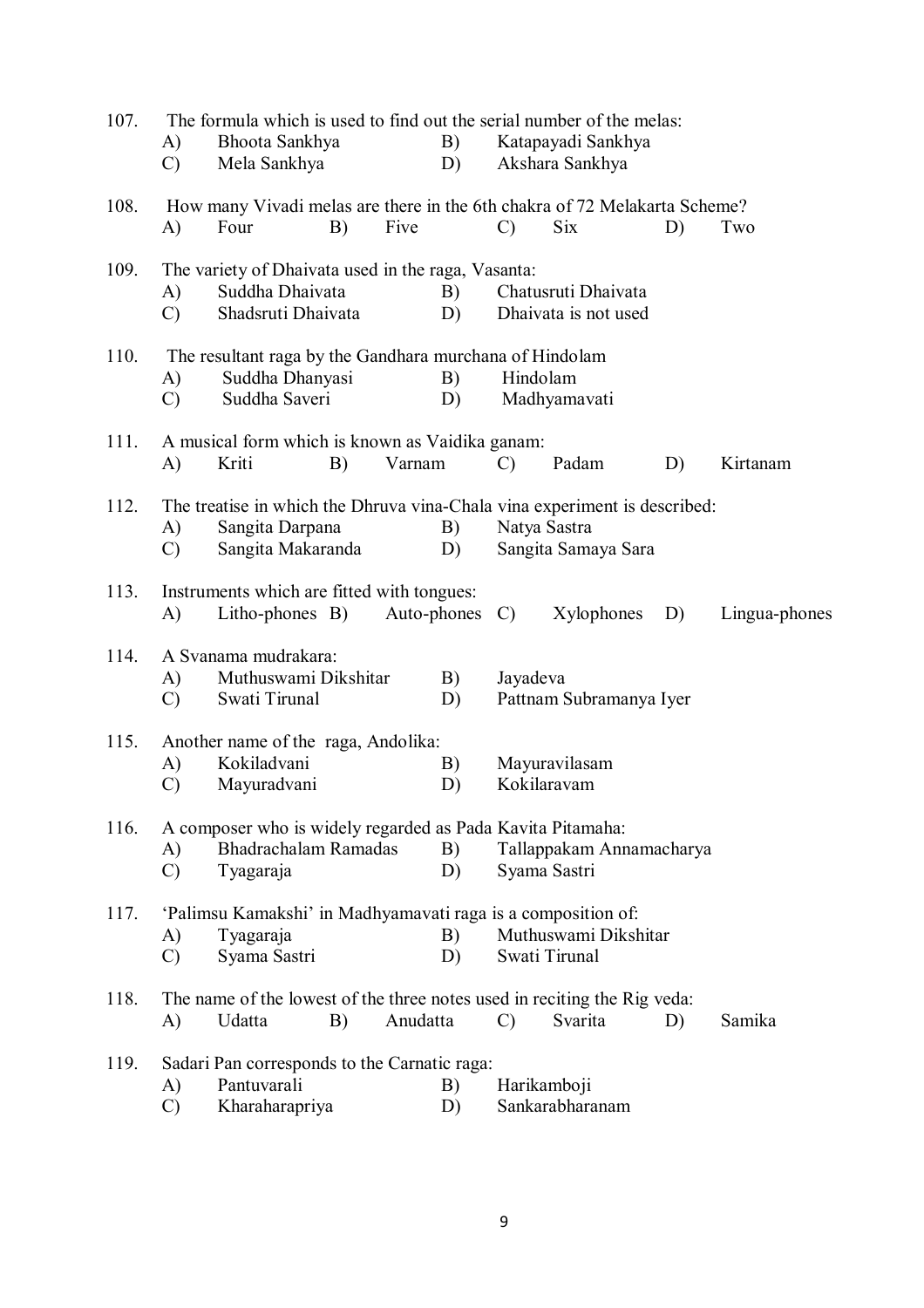107. The formula which is used to find out the serial number of the melas:

A) Bhoota Sankhya  B) Katapayadi Sankhya
C) Mela Sankhya  D) Akshara Sankhya

108. How many Vivadi melas are there in the 6th chakra of 72 Melakarta Scheme?

A) Four  B) Five  C) Six  D) Two

109. The variety of Dhaivata used in the raga, Vasanta:

A) Suddha Dhaivata  B) Chatusruti Dhaivata
C) Shadsruti Dhaivata  D) Dhaivata is not used

110. The resultant raga by the Gandhara murchana of Hindolam

A) Suddha Dhanyasi  B) Hindolam
C) Suddha Saveri  D) Madhyamavati

111. A musical form which is known as Vaidika ganam:

A) Kriti  B) Varnam  C) Padam  D) Kirtanam

112. The treatise in which the Dhruva vina-Chala vina experiment is described:

A) Sangita Darpana  B) Natya Sastra
C) Sangita Makaranda  D) Sangita Samaya Sara

113. Instruments which are fitted with tongues:

A) Litho-phones  B) Auto-phones  C) Xylophones  D) Lingua-phones

114. A Svanama mudrakara:

A) Muthuswami Dikshitar  B) Jayadeva
C) Swati Tirunal  D) Pattnam Subramanya Iyer

115. Another name of the raga, Andolika:

A) Kokiladvani  B) Mayuravilasam
C) Mayuradvani  D) Kokilaravam

116. A composer who is widely regarded as Pada Kavita Pitamaha:

A) Bhadrachalam Ramadas  B) Tallappakam Annamacharya
C) Tyagaraja  D) Syama Sastri

117. 'Palimsu Kamakshi' in Madhyamavati raga is a composition of:

A) Tyagaraja  B) Muthuswami Dikshitar
C) Syama Sastri  D) Swati Tirunal

118. The name of the lowest of the three notes used in reciting the Rig veda:

A) Udatta  B) Anudatta  C) Svarita  D) Samika

119. Sadari Pan corresponds to the Carnatic raga:

A) Pantuvarali  B) Harikamboji
C) Kharaharapriya  D) Sankarabharanam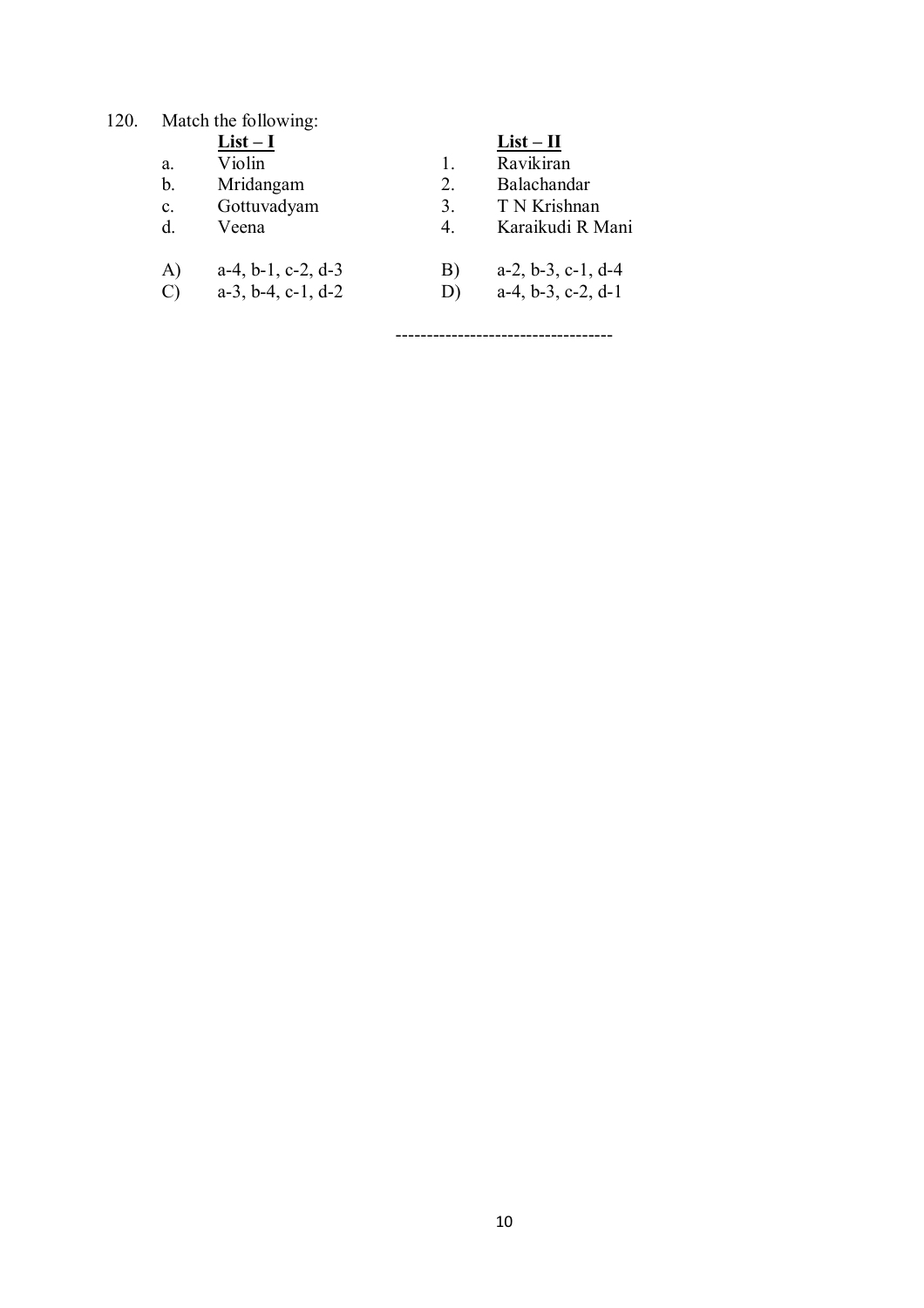120. Match the following:

| | List – I | | List – II |
|---|---|---|---|
| a. | Violin | 1. | Ravikiran |
| b. | Mridangam | 2. | Balachandar |
| c. | Gottuvadyam | 3. | T N Krishnan |
| d. | Veena | 4. | Karaikudi R Mani |

A) a-4, b-1, c-2, d-3
B) a-2, b-3, c-1, d-4
C) a-3, b-4, c-1, d-2
D) a-4, b-3, c-2, d-1

-----------------------------------